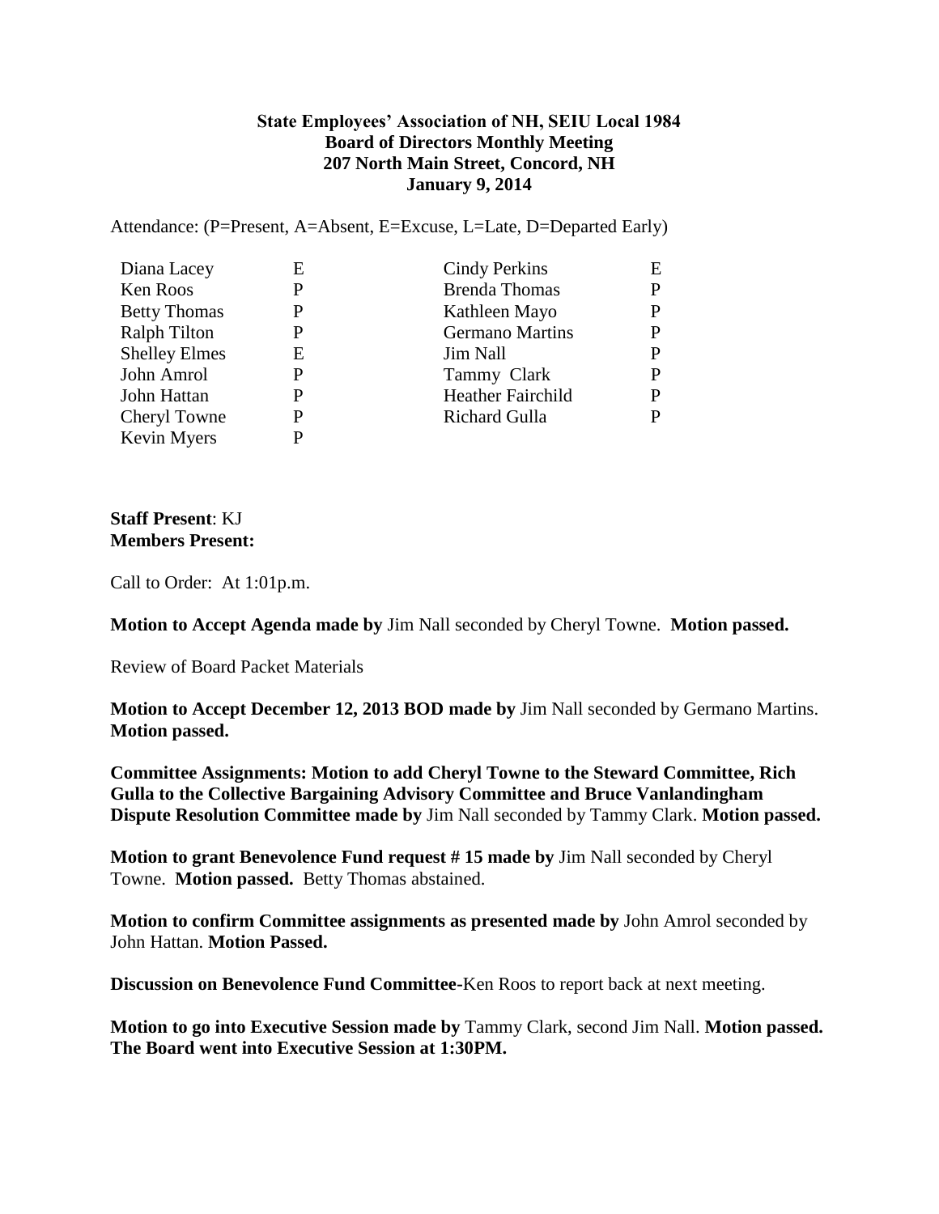**State Employees' Association of NH, SEIU Local 1984**
**Board of Directors Monthly Meeting**
**207 North Main Street, Concord, NH**
**January 9, 2014**

Attendance: (P=Present, A=Absent, E=Excuse, L=Late, D=Departed Early)

| | | | |
|---|---|---|---|
| Diana Lacey | E | Cindy Perkins | E |
| Ken Roos | P | Brenda Thomas | P |
| Betty Thomas | P | Kathleen Mayo | P |
| Ralph Tilton | P | Germano Martins | P |
| Shelley Elmes | E | Jim Nall | P |
| John Amrol | P | Tammy Clark | P |
| John Hattan | P | Heather Fairchild | P |
| Cheryl Towne | P | Richard Gulla | P |
| Kevin Myers | P | | |

**Staff Present**: KJ
**Members Present:**

Call to Order: At 1:01p.m.

**Motion to Accept Agenda made by** Jim Nall seconded by Cheryl Towne. **Motion passed.**

Review of Board Packet Materials

**Motion to Accept December 12, 2013 BOD made by** Jim Nall seconded by Germano Martins. **Motion passed.**

**Committee Assignments: Motion to add Cheryl Towne to the Steward Committee, Rich Gulla to the Collective Bargaining Advisory Committee and Bruce Vanlandingham Dispute Resolution Committee made by** Jim Nall seconded by Tammy Clark. **Motion passed.**

**Motion to grant Benevolence Fund request # 15 made by** Jim Nall seconded by Cheryl Towne. **Motion passed.** Betty Thomas abstained.

**Motion to confirm Committee assignments as presented made by** John Amrol seconded by John Hattan. **Motion Passed.**

**Discussion on Benevolence Fund Committee**-Ken Roos to report back at next meeting.

**Motion to go into Executive Session made by** Tammy Clark, second Jim Nall. **Motion passed. The Board went into Executive Session at 1:30PM.**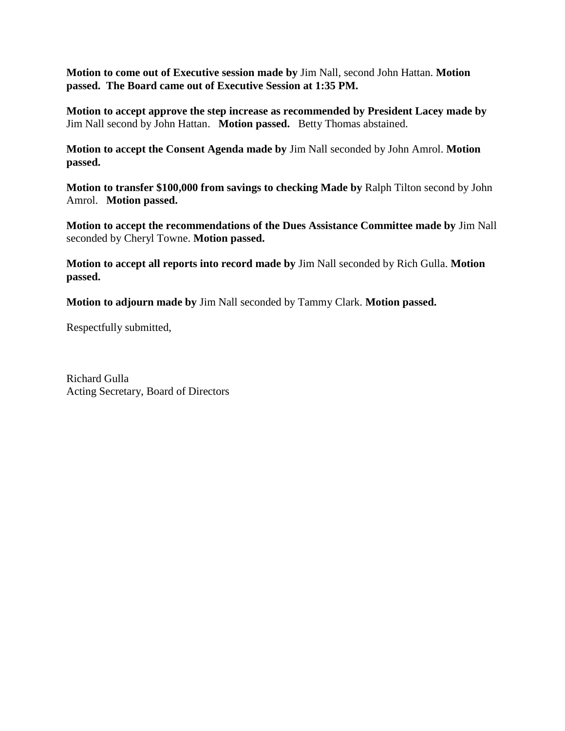**Motion to come out of Executive session made by** Jim Nall, second John Hattan. **Motion passed. The Board came out of Executive Session at 1:35 PM.**

**Motion to accept approve the step increase as recommended by President Lacey made by** Jim Nall second by John Hattan. **Motion passed.** Betty Thomas abstained.

**Motion to accept the Consent Agenda made by** Jim Nall seconded by John Amrol. **Motion passed.**

**Motion to transfer $100,000 from savings to checking Made by** Ralph Tilton second by John Amrol. **Motion passed.**

**Motion to accept the recommendations of the Dues Assistance Committee made by** Jim Nall seconded by Cheryl Towne. **Motion passed.**

**Motion to accept all reports into record made by** Jim Nall seconded by Rich Gulla. **Motion passed.**

**Motion to adjourn made by** Jim Nall seconded by Tammy Clark. **Motion passed.**

Respectfully submitted,

Richard Gulla
Acting Secretary, Board of Directors